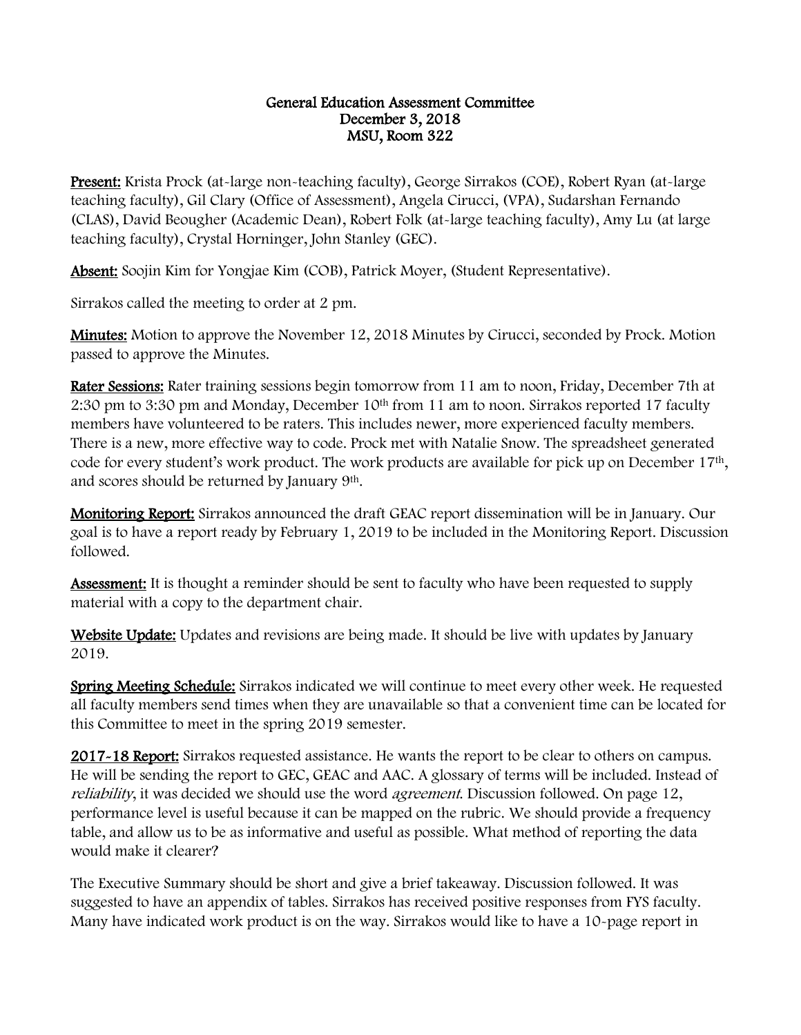**General Education Assessment Committee**
**December 3, 2018**
**MSU, Room 322**

**Present:** Krista Prock (at-large non-teaching faculty), George Sirrakos (COE), Robert Ryan (at-large teaching faculty), Gil Clary (Office of Assessment), Angela Cirucci, (VPA), Sudarshan Fernando (CLAS), David Beougher (Academic Dean), Robert Folk (at-large teaching faculty), Amy Lu (at large teaching faculty), Crystal Horninger, John Stanley (GEC).

**Absent:** Soojin Kim for Yongjae Kim (COB), Patrick Moyer, (Student Representative).

Sirrakos called the meeting to order at 2 pm.

**Minutes:** Motion to approve the November 12, 2018 Minutes by Cirucci, seconded by Prock. Motion passed to approve the Minutes.

**Rater Sessions:** Rater training sessions begin tomorrow from 11 am to noon, Friday, December 7th at 2:30 pm to 3:30 pm and Monday, December 10th from 11 am to noon. Sirrakos reported 17 faculty members have volunteered to be raters. This includes newer, more experienced faculty members. There is a new, more effective way to code. Prock met with Natalie Snow. The spreadsheet generated code for every student's work product. The work products are available for pick up on December 17th, and scores should be returned by January 9th.

**Monitoring Report:** Sirrakos announced the draft GEAC report dissemination will be in January. Our goal is to have a report ready by February 1, 2019 to be included in the Monitoring Report. Discussion followed.

**Assessment:** It is thought a reminder should be sent to faculty who have been requested to supply material with a copy to the department chair.

**Website Update:** Updates and revisions are being made. It should be live with updates by January 2019.

**Spring Meeting Schedule:** Sirrakos indicated we will continue to meet every other week. He requested all faculty members send times when they are unavailable so that a convenient time can be located for this Committee to meet in the spring 2019 semester.

**2017-18 Report:** Sirrakos requested assistance. He wants the report to be clear to others on campus. He will be sending the report to GEC, GEAC and AAC. A glossary of terms will be included. Instead of *reliability*, it was decided we should use the word *agreement*. Discussion followed. On page 12, performance level is useful because it can be mapped on the rubric. We should provide a frequency table, and allow us to be as informative and useful as possible. What method of reporting the data would make it clearer?

The Executive Summary should be short and give a brief takeaway. Discussion followed. It was suggested to have an appendix of tables. Sirrakos has received positive responses from FYS faculty. Many have indicated work product is on the way. Sirrakos would like to have a 10-page report in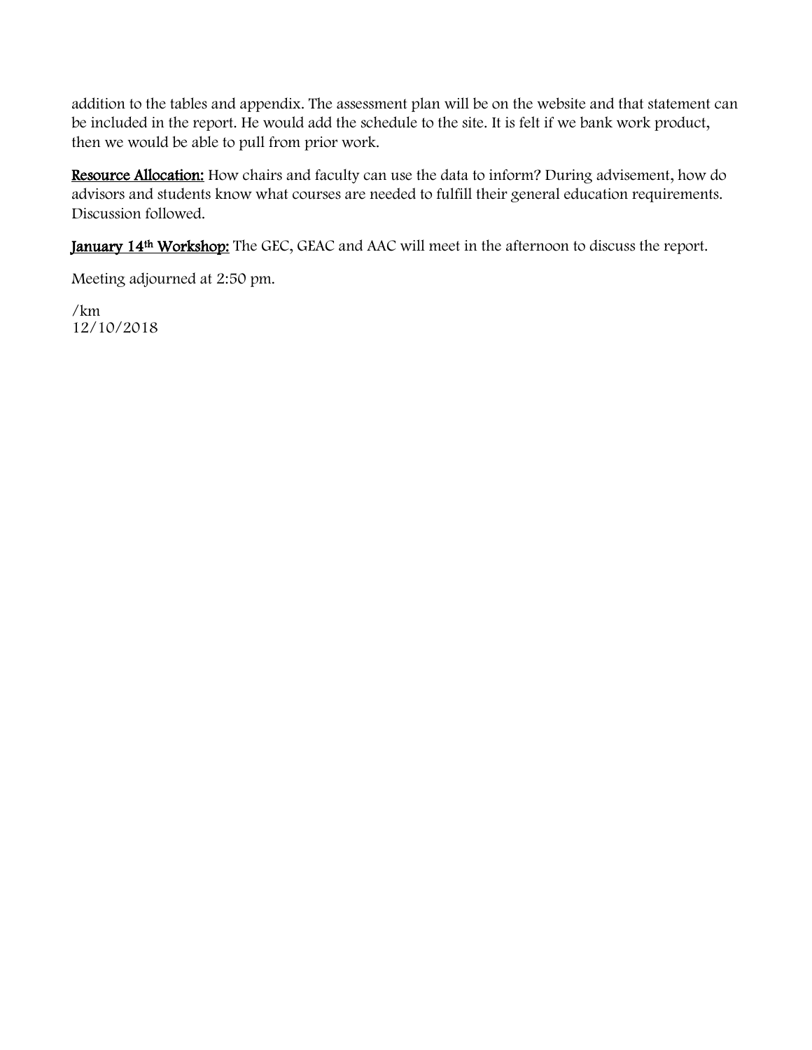addition to the tables and appendix. The assessment plan will be on the website and that statement can be included in the report. He would add the schedule to the site. It is felt if we bank work product, then we would be able to pull from prior work.

**Resource Allocation:** How chairs and faculty can use the data to inform? During advisement, how do advisors and students know what courses are needed to fulfill their general education requirements. Discussion followed.

**January 14th Workshop:** The GEC, GEAC and AAC will meet in the afternoon to discuss the report.

Meeting adjourned at 2:50 pm.

/km
12/10/2018